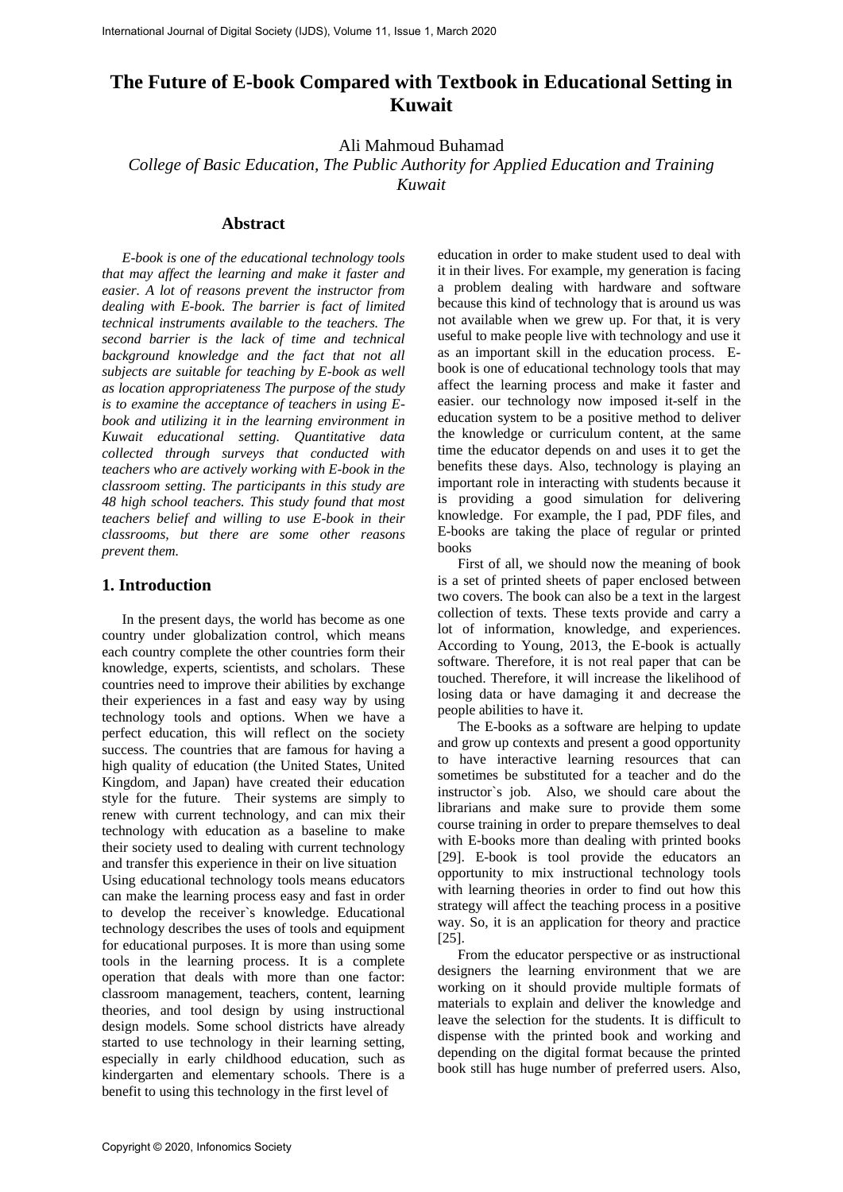# The Future of E-book Compared with Textbook in Educational Setting in Kuwait

Ali Mahmoud Buhamad

*College of Basic Education, The Public Authority for Applied Education and Training Kuwait*

## Abstract

*E-book is one of the educational technology tools that may affect the learning and make it faster and easier. A lot of reasons prevent the instructor from dealing with E-book. The barrier is fact of limited technical instruments available to the teachers. The second barrier is the lack of time and technical background knowledge and the fact that not all subjects are suitable for teaching by E-book as well as location appropriateness The purpose of the study is to examine the acceptance of teachers in using E-book and utilizing it in the learning environment in Kuwait educational setting. Quantitative data collected through surveys that conducted with teachers who are actively working with E-book in the classroom setting. The participants in this study are 48 high school teachers. This study found that most teachers belief and willing to use E-book in their classrooms, but there are some other reasons prevent them.*

## 1. Introduction

In the present days, the world has become as one country under globalization control, which means each country complete the other countries form their knowledge, experts, scientists, and scholars. These countries need to improve their abilities by exchange their experiences in a fast and easy way by using technology tools and options. When we have a perfect education, this will reflect on the society success. The countries that are famous for having a high quality of education (the United States, United Kingdom, and Japan) have created their education style for the future. Their systems are simply to renew with current technology, and can mix their technology with education as a baseline to make their society used to dealing with current technology and transfer this experience in their on live situation Using educational technology tools means educators can make the learning process easy and fast in order to develop the receiver`s knowledge. Educational technology describes the uses of tools and equipment for educational purposes. It is more than using some tools in the learning process. It is a complete operation that deals with more than one factor: classroom management, teachers, content, learning theories, and tool design by using instructional design models. Some school districts have already started to use technology in their learning setting, especially in early childhood education, such as kindergarten and elementary schools. There is a benefit to using this technology in the first level of education in order to make student used to deal with it in their lives. For example, my generation is facing a problem dealing with hardware and software because this kind of technology that is around us was not available when we grew up. For that, it is very useful to make people live with technology and use it as an important skill in the education process. E-book is one of educational technology tools that may affect the learning process and make it faster and easier. our technology now imposed it-self in the education system to be a positive method to deliver the knowledge or curriculum content, at the same time the educator depends on and uses it to get the benefits these days. Also, technology is playing an important role in interacting with students because it is providing a good simulation for delivering knowledge. For example, the I pad, PDF files, and E-books are taking the place of regular or printed books

First of all, we should now the meaning of book is a set of printed sheets of paper enclosed between two covers. The book can also be a text in the largest collection of texts. These texts provide and carry a lot of information, knowledge, and experiences. According to Young, 2013, the E-book is actually software. Therefore, it is not real paper that can be touched. Therefore, it will increase the likelihood of losing data or have damaging it and decrease the people abilities to have it.

The E-books as a software are helping to update and grow up contexts and present a good opportunity to have interactive learning resources that can sometimes be substituted for a teacher and do the instructor`s job. Also, we should care about the librarians and make sure to provide them some course training in order to prepare themselves to deal with E-books more than dealing with printed books [29]. E-book is tool provide the educators an opportunity to mix instructional technology tools with learning theories in order to find out how this strategy will affect the teaching process in a positive way. So, it is an application for theory and practice [25].

From the educator perspective or as instructional designers the learning environment that we are working on it should provide multiple formats of materials to explain and deliver the knowledge and leave the selection for the students. It is difficult to dispense with the printed book and working and depending on the digital format because the printed book still has huge number of preferred users. Also,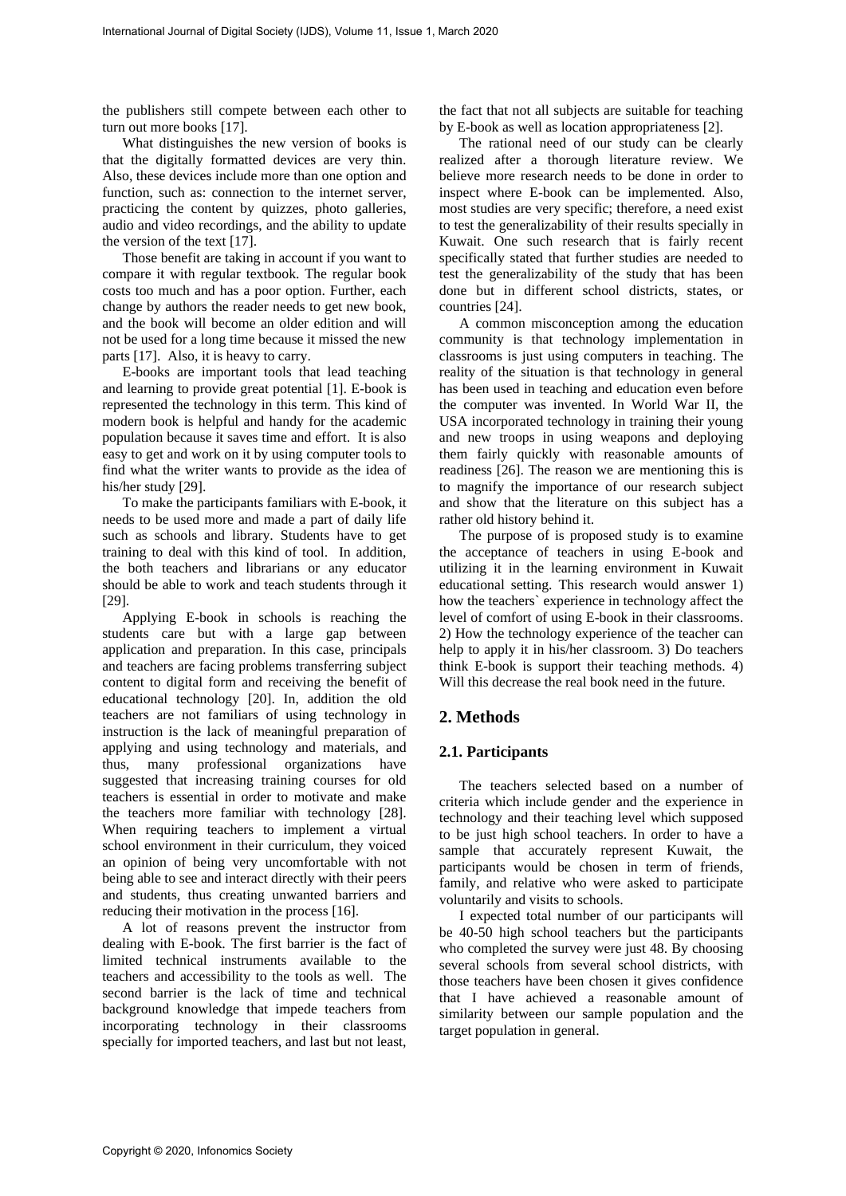the publishers still compete between each other to turn out more books [17].

What distinguishes the new version of books is that the digitally formatted devices are very thin. Also, these devices include more than one option and function, such as: connection to the internet server, practicing the content by quizzes, photo galleries, audio and video recordings, and the ability to update the version of the text [17].

Those benefit are taking in account if you want to compare it with regular textbook. The regular book costs too much and has a poor option. Further, each change by authors the reader needs to get new book, and the book will become an older edition and will not be used for a long time because it missed the new parts [17]. Also, it is heavy to carry.

E-books are important tools that lead teaching and learning to provide great potential [1]. E-book is represented the technology in this term. This kind of modern book is helpful and handy for the academic population because it saves time and effort. It is also easy to get and work on it by using computer tools to find what the writer wants to provide as the idea of his/her study [29].

To make the participants familiars with E-book, it needs to be used more and made a part of daily life such as schools and library. Students have to get training to deal with this kind of tool. In addition, the both teachers and librarians or any educator should be able to work and teach students through it [29].

Applying E-book in schools is reaching the students care but with a large gap between application and preparation. In this case, principals and teachers are facing problems transferring subject content to digital form and receiving the benefit of educational technology [20]. In, addition the old teachers are not familiars of using technology in instruction is the lack of meaningful preparation of applying and using technology and materials, and thus, many professional organizations have suggested that increasing training courses for old teachers is essential in order to motivate and make the teachers more familiar with technology [28]. When requiring teachers to implement a virtual school environment in their curriculum, they voiced an opinion of being very uncomfortable with not being able to see and interact directly with their peers and students, thus creating unwanted barriers and reducing their motivation in the process [16].

A lot of reasons prevent the instructor from dealing with E-book. The first barrier is the fact of limited technical instruments available to the teachers and accessibility to the tools as well. The second barrier is the lack of time and technical background knowledge that impede teachers from incorporating technology in their classrooms specially for imported teachers, and last but not least, the fact that not all subjects are suitable for teaching by E-book as well as location appropriateness [2].

The rational need of our study can be clearly realized after a thorough literature review. We believe more research needs to be done in order to inspect where E-book can be implemented. Also, most studies are very specific; therefore, a need exist to test the generalizability of their results specially in Kuwait. One such research that is fairly recent specifically stated that further studies are needed to test the generalizability of the study that has been done but in different school districts, states, or countries [24].

A common misconception among the education community is that technology implementation in classrooms is just using computers in teaching. The reality of the situation is that technology in general has been used in teaching and education even before the computer was invented. In World War II, the USA incorporated technology in training their young and new troops in using weapons and deploying them fairly quickly with reasonable amounts of readiness [26]. The reason we are mentioning this is to magnify the importance of our research subject and show that the literature on this subject has a rather old history behind it.

The purpose of is proposed study is to examine the acceptance of teachers in using E-book and utilizing it in the learning environment in Kuwait educational setting. This research would answer 1) how the teachers` experience in technology affect the level of comfort of using E-book in their classrooms. 2) How the technology experience of the teacher can help to apply it in his/her classroom. 3) Do teachers think E-book is support their teaching methods. 4) Will this decrease the real book need in the future.

## 2. Methods

### 2.1. Participants

The teachers selected based on a number of criteria which include gender and the experience in technology and their teaching level which supposed to be just high school teachers. In order to have a sample that accurately represent Kuwait, the participants would be chosen in term of friends, family, and relative who were asked to participate voluntarily and visits to schools.

I expected total number of our participants will be 40-50 high school teachers but the participants who completed the survey were just 48. By choosing several schools from several school districts, with those teachers have been chosen it gives confidence that I have achieved a reasonable amount of similarity between our sample population and the target population in general.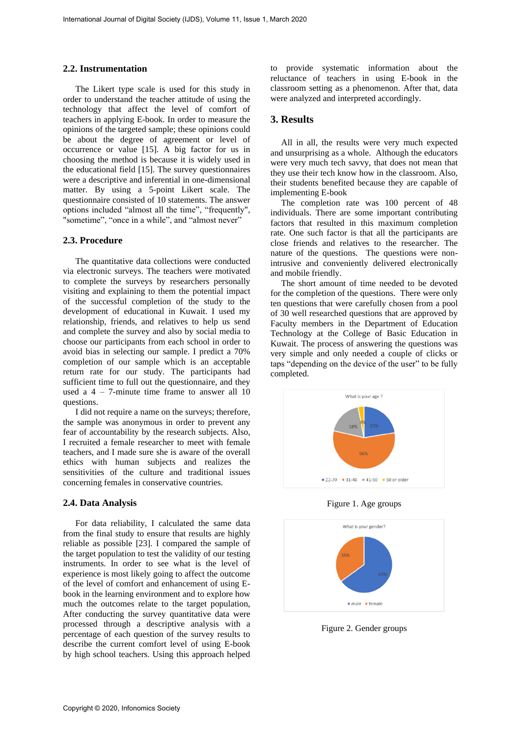### 2.2. Instrumentation

The Likert type scale is used for this study in order to understand the teacher attitude of using the technology that affect the level of comfort of teachers in applying E-book. In order to measure the opinions of the targeted sample; these opinions could be about the degree of agreement or level of occurrence or value [15]. A big factor for us in choosing the method is because it is widely used in the educational field [15]. The survey questionnaires were a descriptive and inferential in one-dimensional matter. By using a 5-point Likert scale. The questionnaire consisted of 10 statements. The answer options included "almost all the time", "frequently", "sometime", "once in a while", and "almost never"

### 2.3. Procedure

The quantitative data collections were conducted via electronic surveys. The teachers were motivated to complete the surveys by researchers personally visiting and explaining to them the potential impact of the successful completion of the study to the development of educational in Kuwait. I used my relationship, friends, and relatives to help us send and complete the survey and also by social media to choose our participants from each school in order to avoid bias in selecting our sample. I predict a 70% completion of our sample which is an acceptable return rate for our study. The participants had sufficient time to full out the questionnaire, and they used a 4 – 7-minute time frame to answer all 10 questions.

I did not require a name on the surveys; therefore, the sample was anonymous in order to prevent any fear of accountability by the research subjects. Also, I recruited a female researcher to meet with female teachers, and I made sure she is aware of the overall ethics with human subjects and realizes the sensitivities of the culture and traditional issues concerning females in conservative countries.

### 2.4. Data Analysis

For data reliability, I calculated the same data from the final study to ensure that results are highly reliable as possible [23]. I compared the sample of the target population to test the validity of our testing instruments. In order to see what is the level of experience is most likely going to affect the outcome of the level of comfort and enhancement of using E-book in the learning environment and to explore how much the outcomes relate to the target population, After conducting the survey quantitative data were processed through a descriptive analysis with a percentage of each question of the survey results to describe the current comfort level of using E-book by high school teachers. Using this approach helped to provide systematic information about the reluctance of teachers in using E-book in the classroom setting as a phenomenon. After that, data were analyzed and interpreted accordingly.

## 3. Results

All in all, the results were very much expected and unsurprising as a whole. Although the educators were very much tech savvy, that does not mean that they use their tech know how in the classroom. Also, their students benefited because they are capable of implementing E-book

The completion rate was 100 percent of 48 individuals. There are some important contributing factors that resulted in this maximum completion rate. One such factor is that all the participants are close friends and relatives to the researcher. The nature of the questions. The questions were non-intrusive and conveniently delivered electronically and mobile friendly.

The short amount of time needed to be devoted for the completion of the questions. There were only ten questions that were carefully chosen from a pool of 30 well researched questions that are approved by Faculty members in the Department of Education Technology at the College of Basic Education in Kuwait. The process of answering the questions was very simple and only needed a couple of clicks or taps "depending on the device of the user" to be fully completed.

What is your age ?

23%
56%
18%
3%

22-30 | 31-40 | 41-50 | 50 or older

Figure 1. Age groups

What is your gender?

35%
65%

male | female

Figure 2. Gender groups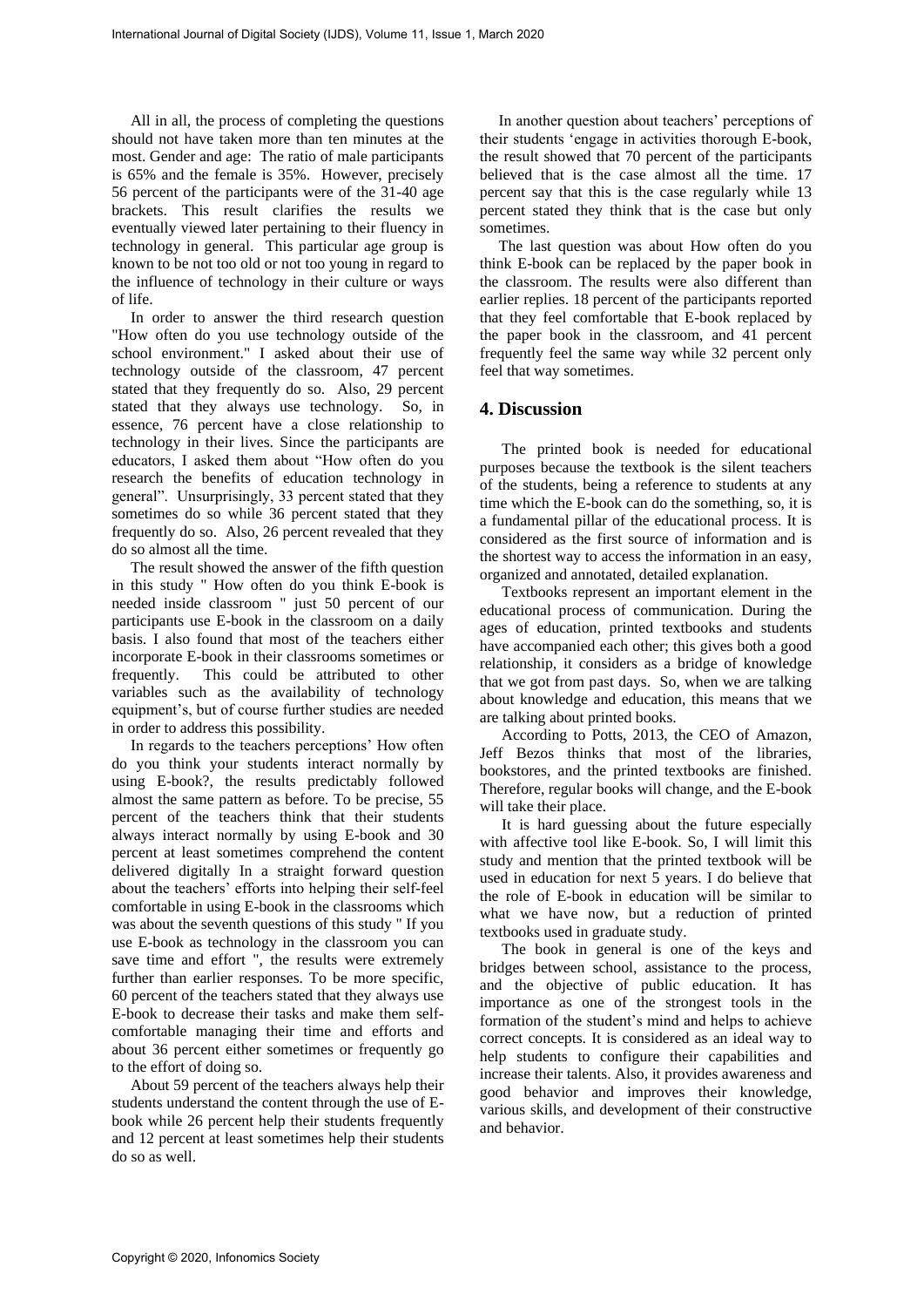All in all, the process of completing the questions should not have taken more than ten minutes at the most. Gender and age: The ratio of male participants is 65% and the female is 35%. However, precisely 56 percent of the participants were of the 31-40 age brackets. This result clarifies the results we eventually viewed later pertaining to their fluency in technology in general. This particular age group is known to be not too old or not too young in regard to the influence of technology in their culture or ways of life.

In order to answer the third research question "How often do you use technology outside of the school environment." I asked about their use of technology outside of the classroom, 47 percent stated that they frequently do so. Also, 29 percent stated that they always use technology. So, in essence, 76 percent have a close relationship to technology in their lives. Since the participants are educators, I asked them about "How often do you research the benefits of education technology in general". Unsurprisingly, 33 percent stated that they sometimes do so while 36 percent stated that they frequently do so. Also, 26 percent revealed that they do so almost all the time.

The result showed the answer of the fifth question in this study " How often do you think E-book is needed inside classroom " just 50 percent of our participants use E-book in the classroom on a daily basis. I also found that most of the teachers either incorporate E-book in their classrooms sometimes or frequently. This could be attributed to other variables such as the availability of technology equipment's, but of course further studies are needed in order to address this possibility.

In regards to the teachers perceptions' How often do you think your students interact normally by using E-book?, the results predictably followed almost the same pattern as before. To be precise, 55 percent of the teachers think that their students always interact normally by using E-book and 30 percent at least sometimes comprehend the content delivered digitally In a straight forward question about the teachers' efforts into helping their self-feel comfortable in using E-book in the classrooms which was about the seventh questions of this study " If you use E-book as technology in the classroom you can save time and effort ", the results were extremely further than earlier responses. To be more specific, 60 percent of the teachers stated that they always use E-book to decrease their tasks and make them self-comfortable managing their time and efforts and about 36 percent either sometimes or frequently go to the effort of doing so.

About 59 percent of the teachers always help their students understand the content through the use of E-book while 26 percent help their students frequently and 12 percent at least sometimes help their students do so as well.

In another question about teachers' perceptions of their students 'engage in activities thorough E-book, the result showed that 70 percent of the participants believed that is the case almost all the time. 17 percent say that this is the case regularly while 13 percent stated they think that is the case but only sometimes.

The last question was about How often do you think E-book can be replaced by the paper book in the classroom. The results were also different than earlier replies. 18 percent of the participants reported that they feel comfortable that E-book replaced by the paper book in the classroom, and 41 percent frequently feel the same way while 32 percent only feel that way sometimes.

## 4. Discussion

The printed book is needed for educational purposes because the textbook is the silent teachers of the students, being a reference to students at any time which the E-book can do the something, so, it is a fundamental pillar of the educational process. It is considered as the first source of information and is the shortest way to access the information in an easy, organized and annotated, detailed explanation.

Textbooks represent an important element in the educational process of communication. During the ages of education, printed textbooks and students have accompanied each other; this gives both a good relationship, it considers as a bridge of knowledge that we got from past days. So, when we are talking about knowledge and education, this means that we are talking about printed books.

According to Potts, 2013, the CEO of Amazon, Jeff Bezos thinks that most of the libraries, bookstores, and the printed textbooks are finished. Therefore, regular books will change, and the E-book will take their place.

It is hard guessing about the future especially with affective tool like E-book. So, I will limit this study and mention that the printed textbook will be used in education for next 5 years. I do believe that the role of E-book in education will be similar to what we have now, but a reduction of printed textbooks used in graduate study.

The book in general is one of the keys and bridges between school, assistance to the process, and the objective of public education. It has importance as one of the strongest tools in the formation of the student's mind and helps to achieve correct concepts. It is considered as an ideal way to help students to configure their capabilities and increase their talents. Also, it provides awareness and good behavior and improves their knowledge, various skills, and development of their constructive and behavior.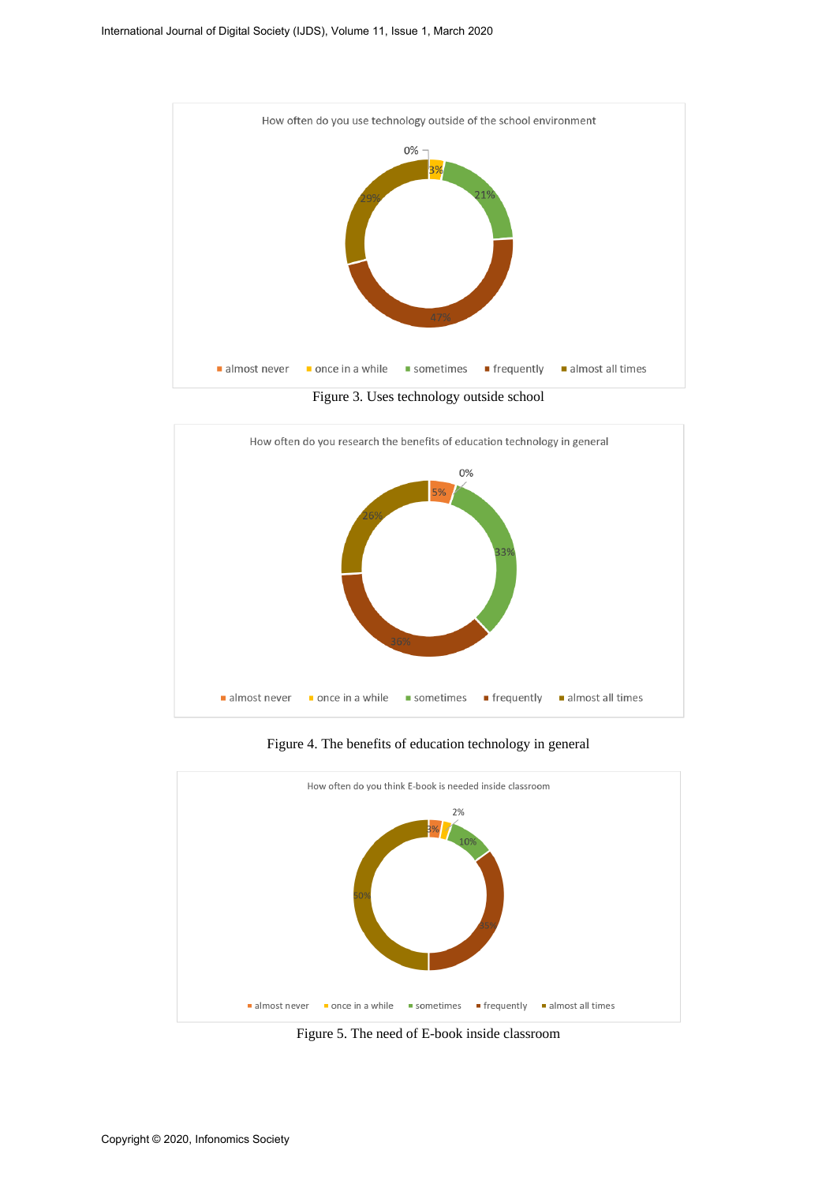How often do you use technology outside of the school environment

0%
3%
21%
29%
47%

almost never · once in a while · sometimes · frequently · almost all times

Figure 3. Uses technology outside school

How often do you research the benefits of education technology in general

0%
5%
26%
33%
36%

almost never · once in a while · sometimes · frequently · almost all times

Figure 4. The benefits of education technology in general

How often do you think E-book is needed inside classroom

2%
3%
10%
50%
35%

almost never · once in a while · sometimes · frequently · almost all times

Figure 5. The need of E-book inside classroom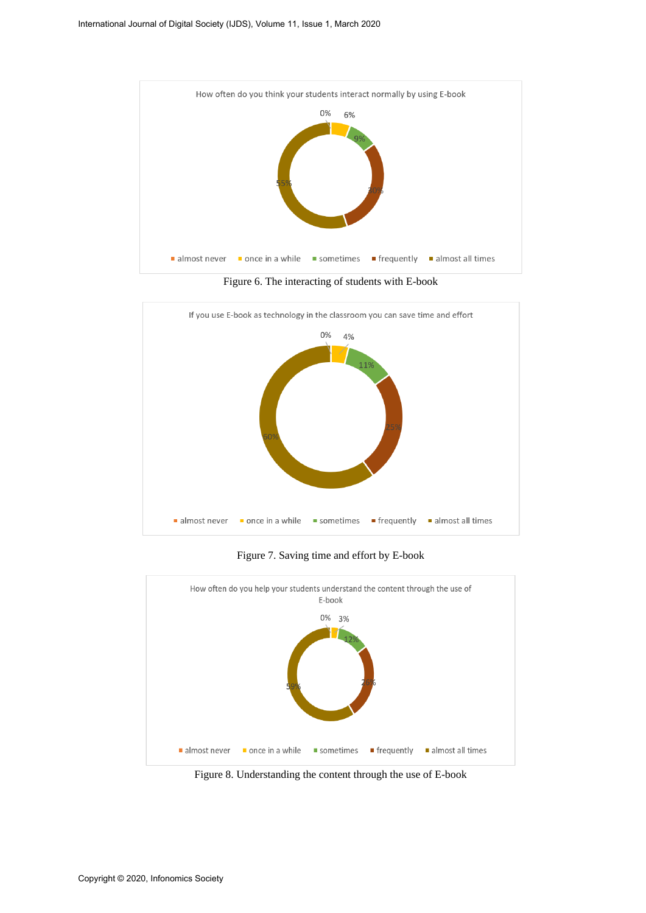How often do you think your students interact normally by using E-book

0%
6%
9%
30%
55%

almost never
once in a while
sometimes
frequently
almost all times

Figure 6. The interacting of students with E-book

If you use E-book as technology in the classroom you can save time and effort

0%
4%
11%
25%
60%

almost never
once in a while
sometimes
frequently
almost all times

Figure 7. Saving time and effort by E-book

How often do you help your students understand the content through the use of E-book

0%
3%
12%
26%
59%

almost never
once in a while
sometimes
frequently
almost all times

Figure 8. Understanding the content through the use of E-book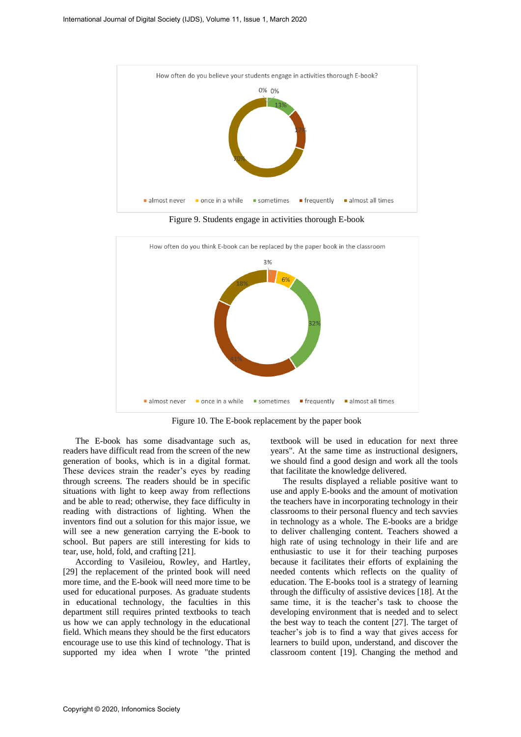How often do you believe your students engage in activities thorough E-book?

0% 0% 13% 17% 70%

■ almost never ■ once in a while ■ sometimes ■ frequently ■ almost all times

Figure 9. Students engage in activities thorough E-book

How often do you think E-book can be replaced by the paper book in the classroom

3% 6% 32% 41% 18%

■ almost never ■ once in a while ■ sometimes ■ frequently ■ almost all times

Figure 10. The E-book replacement by the paper book

The E-book has some disadvantage such as, readers have difficult read from the screen of the new generation of books, which is in a digital format. These devices strain the reader's eyes by reading through screens. The readers should be in specific situations with light to keep away from reflections and be able to read; otherwise, they face difficulty in reading with distractions of lighting. When the inventors find out a solution for this major issue, we will see a new generation carrying the E-book to school. But papers are still interesting for kids to tear, use, hold, fold, and crafting [21].

According to Vasileiou, Rowley, and Hartley, [29] the replacement of the printed book will need more time, and the E-book will need more time to be used for educational purposes. As graduate students in educational technology, the faculties in this department still requires printed textbooks to teach us how we can apply technology in the educational field. Which means they should be the first educators encourage use to use this kind of technology. That is supported my idea when I wrote "the printed textbook will be used in education for next three years". At the same time as instructional designers, we should find a good design and work all the tools that facilitate the knowledge delivered.

The results displayed a reliable positive want to use and apply E-books and the amount of motivation the teachers have in incorporating technology in their classrooms to their personal fluency and tech savvies in technology as a whole. The E-books are a bridge to deliver challenging content. Teachers showed a high rate of using technology in their life and are enthusiastic to use it for their teaching purposes because it facilitates their efforts of explaining the needed contents which reflects on the quality of education. The E-books tool is a strategy of learning through the difficulty of assistive devices [18]. At the same time, it is the teacher's task to choose the developing environment that is needed and to select the best way to teach the content [27]. The target of teacher's job is to find a way that gives access for learners to build upon, understand, and discover the classroom content [19]. Changing the method and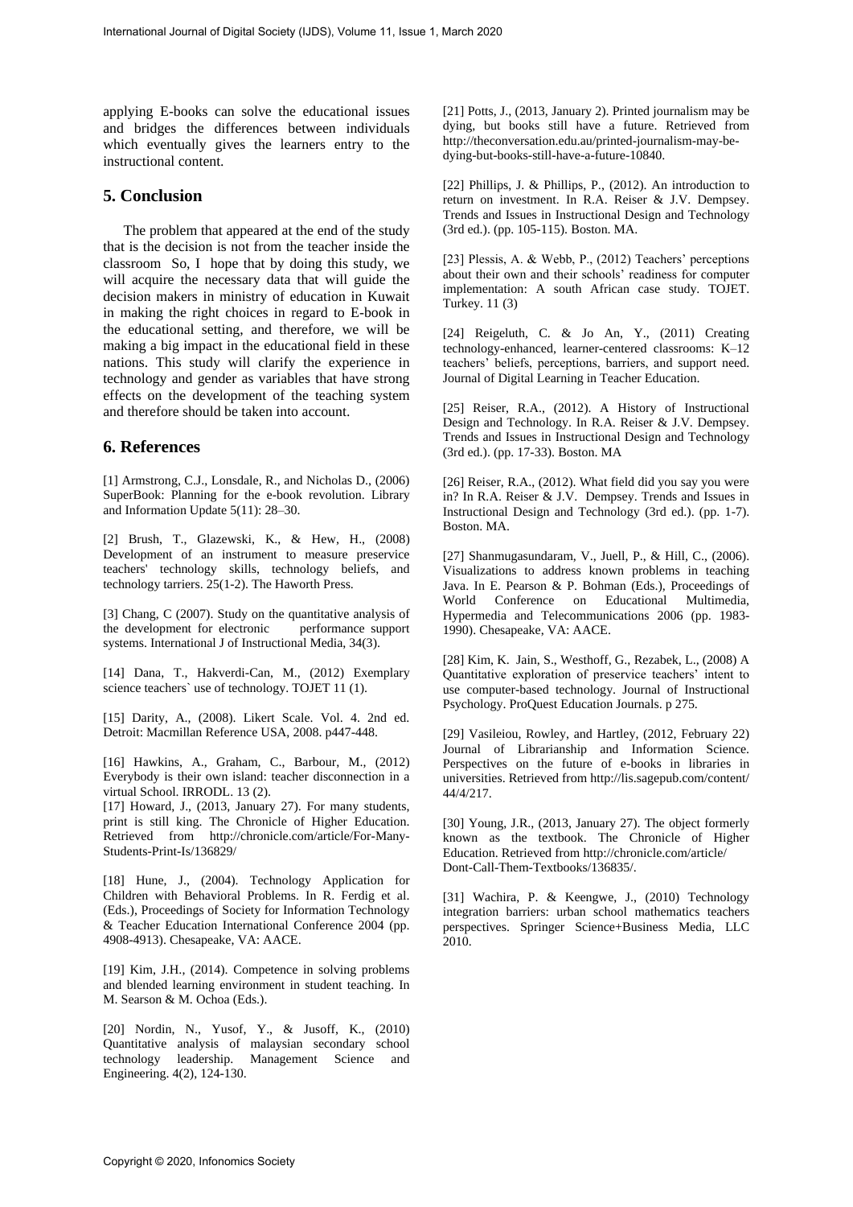applying E-books can solve the educational issues and bridges the differences between individuals which eventually gives the learners entry to the instructional content.

## 5. Conclusion

The problem that appeared at the end of the study that is the decision is not from the teacher inside the classroom So, I hope that by doing this study, we will acquire the necessary data that will guide the decision makers in ministry of education in Kuwait in making the right choices in regard to E-book in the educational setting, and therefore, we will be making a big impact in the educational field in these nations. This study will clarify the experience in technology and gender as variables that have strong effects on the development of the teaching system and therefore should be taken into account.

## 6. References

[1] Armstrong, C.J., Lonsdale, R., and Nicholas D., (2006) SuperBook: Planning for the e-book revolution. Library and Information Update 5(11): 28–30.

[2] Brush, T., Glazewski, K., & Hew, H., (2008) Development of an instrument to measure preservice teachers' technology skills, technology beliefs, and technology tarriers. 25(1-2). The Haworth Press.

[3] Chang, C (2007). Study on the quantitative analysis of the development for electronic performance support systems. International J of Instructional Media, 34(3).

[14] Dana, T., Hakverdi-Can, M., (2012) Exemplary science teachers` use of technology. TOJET 11 (1).

[15] Darity, A., (2008). Likert Scale. Vol. 4. 2nd ed. Detroit: Macmillan Reference USA, 2008. p447-448.

[16] Hawkins, A., Graham, C., Barbour, M., (2012) Everybody is their own island: teacher disconnection in a virtual School. IRRODL. 13 (2).

[17] Howard, J., (2013, January 27). For many students, print is still king. The Chronicle of Higher Education. Retrieved from http://chronicle.com/article/For-Many-Students-Print-Is/136829/

[18] Hune, J., (2004). Technology Application for Children with Behavioral Problems. In R. Ferdig et al. (Eds.), Proceedings of Society for Information Technology & Teacher Education International Conference 2004 (pp. 4908-4913). Chesapeake, VA: AACE.

[19] Kim, J.H., (2014). Competence in solving problems and blended learning environment in student teaching. In M. Searson & M. Ochoa (Eds.).

[20] Nordin, N., Yusof, Y., & Jusoff, K., (2010) Quantitative analysis of malaysian secondary school technology leadership. Management Science and Engineering. 4(2), 124-130.

[21] Potts, J., (2013, January 2). Printed journalism may be dying, but books still have a future. Retrieved from http://theconversation.edu.au/printed-journalism-may-be-dying-but-books-still-have-a-future-10840.

[22] Phillips, J. & Phillips, P., (2012). An introduction to return on investment. In R.A. Reiser & J.V. Dempsey. Trends and Issues in Instructional Design and Technology (3rd ed.). (pp. 105-115). Boston. MA.

[23] Plessis, A. & Webb, P., (2012) Teachers' perceptions about their own and their schools' readiness for computer implementation: A south African case study. TOJET. Turkey. 11 (3)

[24] Reigeluth, C. & Jo An, Y., (2011) Creating technology-enhanced, learner-centered classrooms: K–12 teachers' beliefs, perceptions, barriers, and support need. Journal of Digital Learning in Teacher Education.

[25] Reiser, R.A., (2012). A History of Instructional Design and Technology. In R.A. Reiser & J.V. Dempsey. Trends and Issues in Instructional Design and Technology (3rd ed.). (pp. 17-33). Boston. MA

[26] Reiser, R.A., (2012). What field did you say you were in? In R.A. Reiser & J.V. Dempsey. Trends and Issues in Instructional Design and Technology (3rd ed.). (pp. 1-7). Boston. MA.

[27] Shanmugasundaram, V., Juell, P., & Hill, C., (2006). Visualizations to address known problems in teaching Java. In E. Pearson & P. Bohman (Eds.), Proceedings of World Conference on Educational Multimedia, Hypermedia and Telecommunications 2006 (pp. 1983-1990). Chesapeake, VA: AACE.

[28] Kim, K. Jain, S., Westhoff, G., Rezabek, L., (2008) A Quantitative exploration of preservice teachers' intent to use computer-based technology. Journal of Instructional Psychology. ProQuest Education Journals. p 275.

[29] Vasileiou, Rowley, and Hartley, (2012, February 22) Journal of Librarianship and Information Science. Perspectives on the future of e-books in libraries in universities. Retrieved from http://lis.sagepub.com/content/44/4/217.

[30] Young, J.R., (2013, January 27). The object formerly known as the textbook. The Chronicle of Higher Education. Retrieved from http://chronicle.com/article/Dont-Call-Them-Textbooks/136835/.

[31] Wachira, P. & Keengwe, J., (2010) Technology integration barriers: urban school mathematics teachers perspectives. Springer Science+Business Media, LLC 2010.